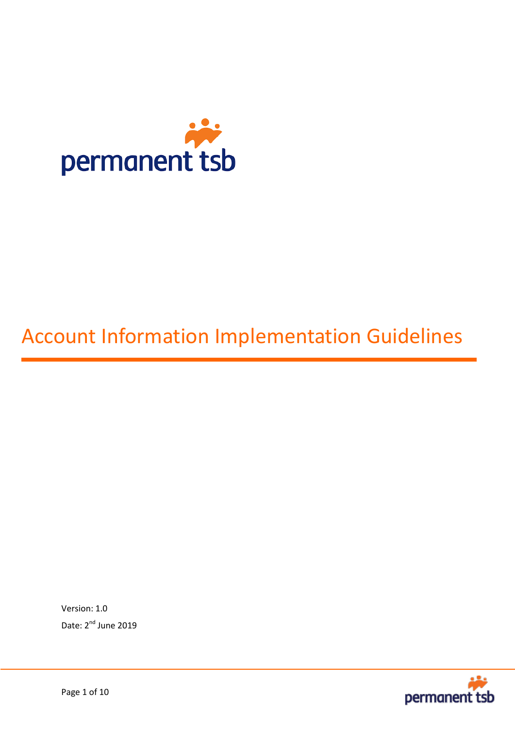# Account Information Implementation Guidelines

Version: 1.0

Date: 2nd June 2019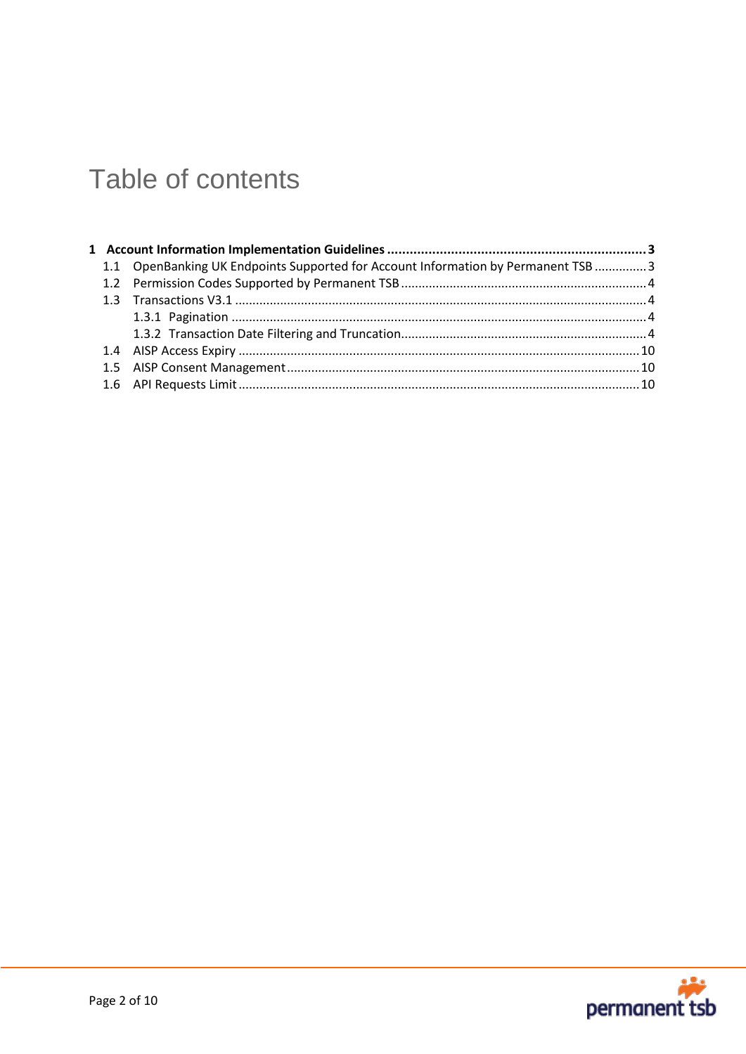# Table of contents

**1 Account Information Implementation Guidelines ..................................................................... 3**

1.1 OpenBanking UK Endpoints Supported for Account Information by Permanent TSB .............. 3

1.2 Permission Codes Supported by Permanent TSB ...................................................................... 4

1.3 Transactions V3.1 ...................................................................................................................... 4

1.3.1 Pagination ....................................................................................................................... 4

1.3.2 Transaction Date Filtering and Truncation...................................................................... 4

1.4 AISP Access Expiry .................................................................................................................. 10

1.5 AISP Consent Management..................................................................................................... 10

1.6 API Requests Limit .................................................................................................................. 10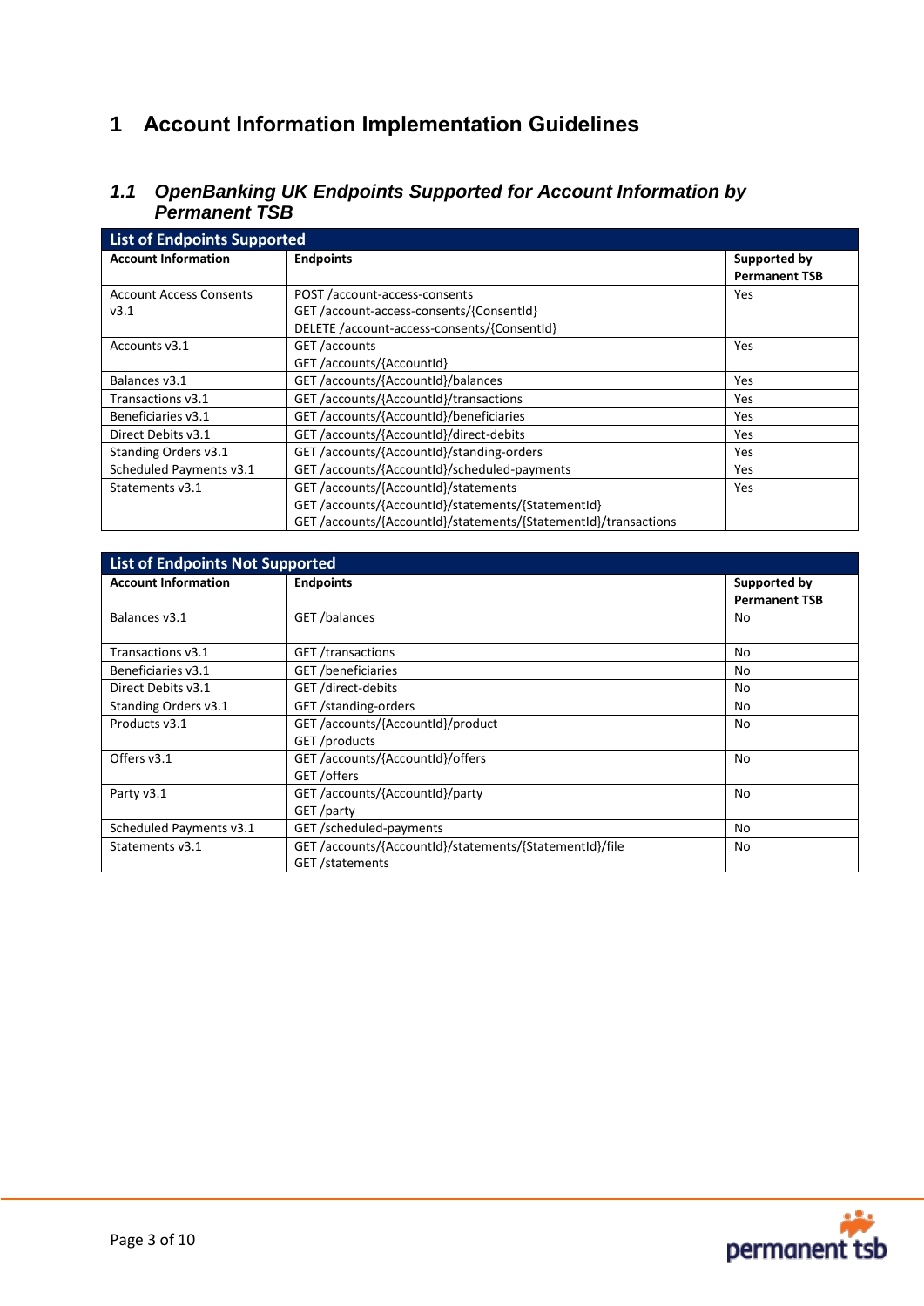# 1 Account Information Implementation Guidelines

## 1.1 *OpenBanking UK Endpoints Supported for Account Information by Permanent TSB*

| List of Endpoints Supported | | |
|---|---|---|
| **Account Information** | **Endpoints** | **Supported by Permanent TSB** |
| Account Access Consents v3.1 | POST /account-access-consents<br>GET /account-access-consents/{ConsentId}<br>DELETE /account-access-consents/{ConsentId} | Yes |
| Accounts v3.1 | GET /accounts<br>GET /accounts/{AccountId} | Yes |
| Balances v3.1 | GET /accounts/{AccountId}/balances | Yes |
| Transactions v3.1 | GET /accounts/{AccountId}/transactions | Yes |
| Beneficiaries v3.1 | GET /accounts/{AccountId}/beneficiaries | Yes |
| Direct Debits v3.1 | GET /accounts/{AccountId}/direct-debits | Yes |
| Standing Orders v3.1 | GET /accounts/{AccountId}/standing-orders | Yes |
| Scheduled Payments v3.1 | GET /accounts/{AccountId}/scheduled-payments | Yes |
| Statements v3.1 | GET /accounts/{AccountId}/statements<br>GET /accounts/{AccountId}/statements/{StatementId}<br>GET /accounts/{AccountId}/statements/{StatementId}/transactions | Yes |

| List of Endpoints Not Supported | | |
|---|---|---|
| **Account Information** | **Endpoints** | **Supported by Permanent TSB** |
| Balances v3.1 | GET /balances | No |
| Transactions v3.1 | GET /transactions | No |
| Beneficiaries v3.1 | GET /beneficiaries | No |
| Direct Debits v3.1 | GET /direct-debits | No |
| Standing Orders v3.1 | GET /standing-orders | No |
| Products v3.1 | GET /accounts/{AccountId}/product<br>GET /products | No |
| Offers v3.1 | GET /accounts/{AccountId}/offers<br>GET /offers | No |
| Party v3.1 | GET /accounts/{AccountId}/party<br>GET /party | No |
| Scheduled Payments v3.1 | GET /scheduled-payments | No |
| Statements v3.1 | GET /accounts/{AccountId}/statements/{StatementId}/file<br>GET /statements | No |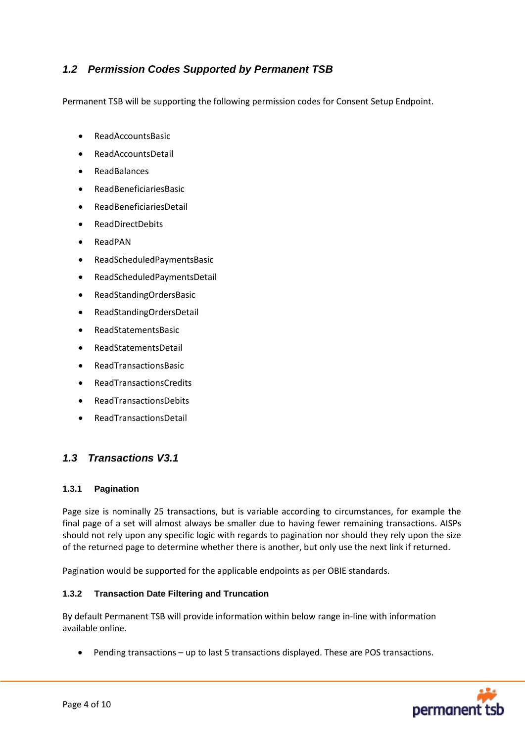## *1.2 Permission Codes Supported by Permanent TSB*

Permanent TSB will be supporting the following permission codes for Consent Setup Endpoint.

- ReadAccountsBasic
- ReadAccountsDetail
- ReadBalances
- ReadBeneficiariesBasic
- ReadBeneficiariesDetail
- ReadDirectDebits
- ReadPAN
- ReadScheduledPaymentsBasic
- ReadScheduledPaymentsDetail
- ReadStandingOrdersBasic
- ReadStandingOrdersDetail
- ReadStatementsBasic
- ReadStatementsDetail
- ReadTransactionsBasic
- ReadTransactionsCredits
- ReadTransactionsDebits
- ReadTransactionsDetail

## *1.3 Transactions V3.1*

### 1.3.1 Pagination

Page size is nominally 25 transactions, but is variable according to circumstances, for example the final page of a set will almost always be smaller due to having fewer remaining transactions. AISPs should not rely upon any specific logic with regards to pagination nor should they rely upon the size of the returned page to determine whether there is another, but only use the next link if returned.

Pagination would be supported for the applicable endpoints as per OBIE standards.

### 1.3.2 Transaction Date Filtering and Truncation

By default Permanent TSB will provide information within below range in-line with information available online.

- Pending transactions – up to last 5 transactions displayed. These are POS transactions.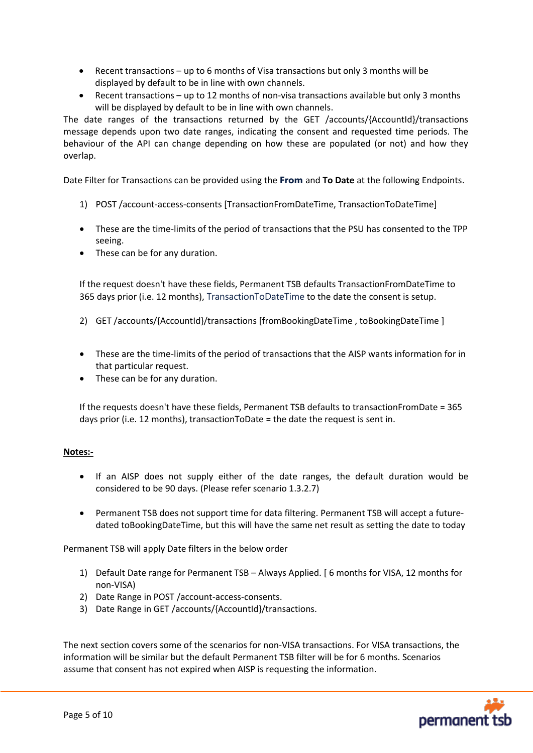- Recent transactions – up to 6 months of Visa transactions but only 3 months will be displayed by default to be in line with own channels.
- Recent transactions – up to 12 months of non-visa transactions available but only 3 months will be displayed by default to be in line with own channels.

The date ranges of the transactions returned by the GET /accounts/{AccountId}/transactions message depends upon two date ranges, indicating the consent and requested time periods. The behaviour of the API can change depending on how these are populated (or not) and how they overlap.

Date Filter for Transactions can be provided using the **From** and **To Date** at the following Endpoints.

1) POST /account-access-consents [TransactionFromDateTime, TransactionToDateTime]

- These are the time-limits of the period of transactions that the PSU has consented to the TPP seeing.
- These can be for any duration.

If the request doesn't have these fields, Permanent TSB defaults TransactionFromDateTime to 365 days prior (i.e. 12 months), TransactionToDateTime to the date the consent is setup.

2) GET /accounts/{AccountId}/transactions [fromBookingDateTime , toBookingDateTime ]

- These are the time-limits of the period of transactions that the AISP wants information for in that particular request.
- These can be for any duration.

If the requests doesn't have these fields, Permanent TSB defaults to transactionFromDate = 365 days prior (i.e. 12 months), transactionToDate = the date the request is sent in.

**Notes:-**

- If an AISP does not supply either of the date ranges, the default duration would be considered to be 90 days. (Please refer scenario 1.3.2.7)
- Permanent TSB does not support time for data filtering. Permanent TSB will accept a future-dated toBookingDateTime, but this will have the same net result as setting the date to today

Permanent TSB will apply Date filters in the below order

1) Default Date range for Permanent TSB – Always Applied. [ 6 months for VISA, 12 months for non-VISA)
2) Date Range in POST /account-access-consents.
3) Date Range in GET /accounts/{AccountId}/transactions.

The next section covers some of the scenarios for non-VISA transactions. For VISA transactions, the information will be similar but the default Permanent TSB filter will be for 6 months. Scenarios assume that consent has not expired when AISP is requesting the information.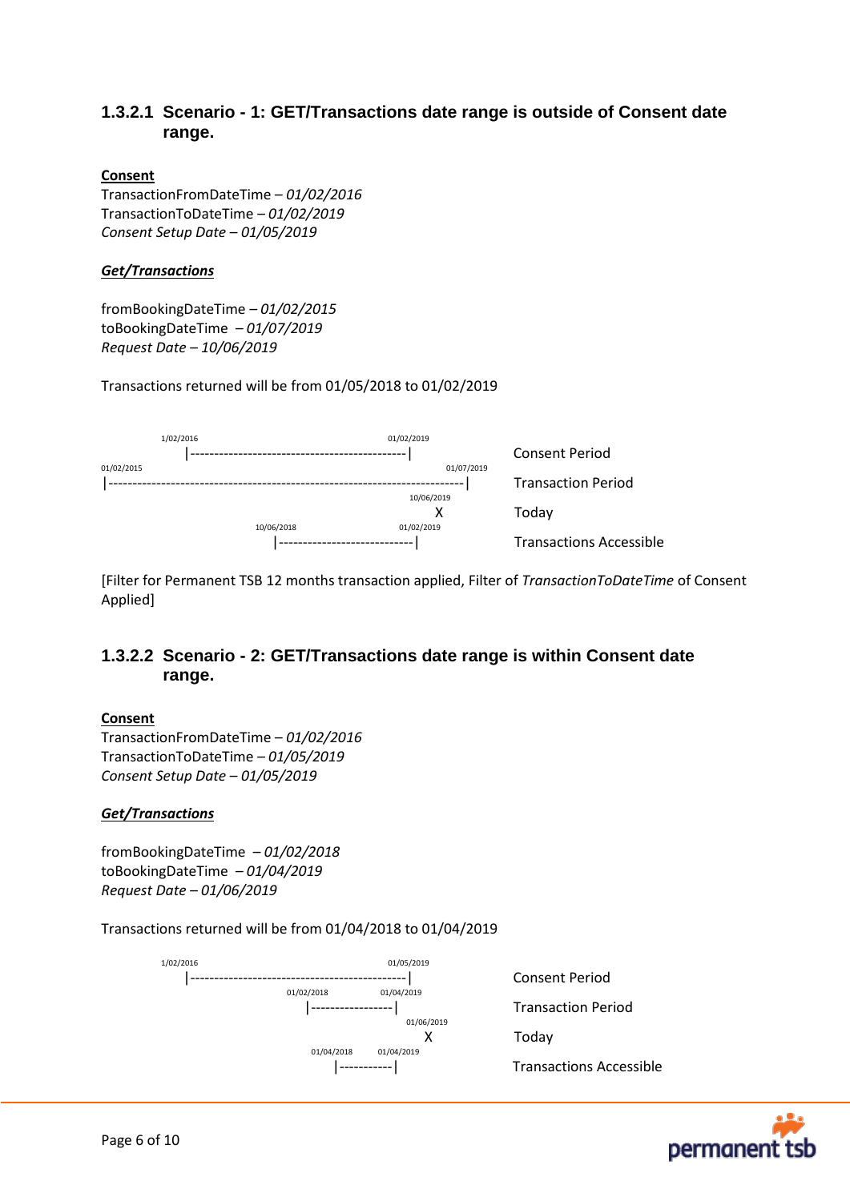### 1.3.2.1 Scenario - 1: GET/Transactions date range is outside of Consent date range.

**Consent**

TransactionFromDateTime – *01/02/2016*
TransactionToDateTime – *01/02/2019*
*Consent Setup Date – 01/05/2019*

***Get/Transactions***

fromBookingDateTime – *01/02/2015*
toBookingDateTime – *01/07/2019*
*Request Date – 10/06/2019*

Transactions returned will be from 01/05/2018 to 01/02/2019

```
              1/02/2016                                  01/02/2019
                 |---------------------------------------------|          Consent Period
01/02/2015                                                          01/07/2019
|--------------------------------------------------------------------------|   Transaction Period
                                                               10/06/2019
                                                                    X          Today
                             10/06/2018                  01/02/2019
                                 |----------------------------|               Transactions Accessible
```

[Filter for Permanent TSB 12 months transaction applied, Filter of *TransactionToDateTime* of Consent Applied]

### 1.3.2.2 Scenario - 2: GET/Transactions date range is within Consent date range.

**Consent**

TransactionFromDateTime – *01/02/2016*
TransactionToDateTime – *01/05/2019*
*Consent Setup Date – 01/05/2019*

***Get/Transactions***

fromBookingDateTime – *01/02/2018*
toBookingDateTime – *01/04/2019*
*Request Date – 01/06/2019*

Transactions returned will be from 01/04/2018 to 01/04/2019

```
              1/02/2016                                  01/05/2019
                 |---------------------------------------------|          Consent Period
                             01/02/2018          01/04/2019
                                 |-----------------|                      Transaction Period
                                                        01/06/2019
                                                            X             Today
                                   01/04/2018      01/04/2019
                                       |-----------|                      Transactions Accessible
```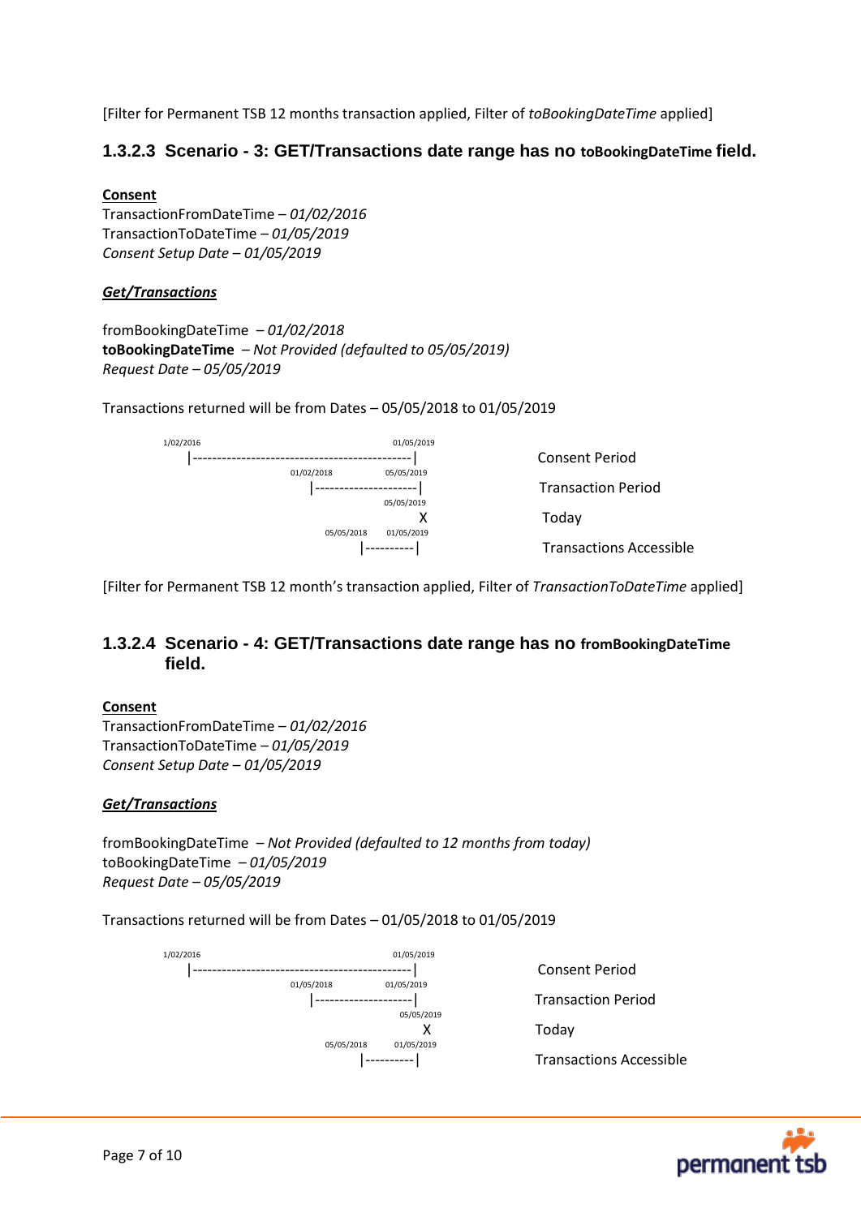[Filter for Permanent TSB 12 months transaction applied, Filter of *toBookingDateTime* applied]

### 1.3.2.3 Scenario - 3: GET/Transactions date range has no toBookingDateTime field.

**Consent**
TransactionFromDateTime – *01/02/2016*
TransactionToDateTime – *01/05/2019*
*Consent Setup Date – 01/05/2019*

***Get/Transactions***

fromBookingDateTime – *01/02/2018*
**toBookingDateTime** – *Not Provided (defaulted to 05/05/2019)*
*Request Date – 05/05/2019*

Transactions returned will be from Dates – 05/05/2018 to 01/05/2019

```
1/02/2016                                      01/05/2019
|---------------------------------------------|            Consent Period
                         01/02/2018        05/05/2019
                         |--------------------|             Transaction Period
                                           05/05/2019
                                              X             Today
                              05/05/2018   01/05/2019
                                   |----------|             Transactions Accessible
```

[Filter for Permanent TSB 12 month's transaction applied, Filter of *TransactionToDateTime* applied]

### 1.3.2.4 Scenario - 4: GET/Transactions date range has no fromBookingDateTime field.

**Consent**
TransactionFromDateTime – *01/02/2016*
TransactionToDateTime – *01/05/2019*
*Consent Setup Date – 01/05/2019*

***Get/Transactions***

fromBookingDateTime – *Not Provided (defaulted to 12 months from today)*
toBookingDateTime – *01/05/2019*
*Request Date – 05/05/2019*

Transactions returned will be from Dates – 01/05/2018 to 01/05/2019

```
1/02/2016                                      01/05/2019
|---------------------------------------------|            Consent Period
                         01/05/2018        01/05/2019
                         |--------------------|             Transaction Period
                                              05/05/2019
                                                 X          Today
                              05/05/2018      01/05/2019
                                   |----------|             Transactions Accessible
```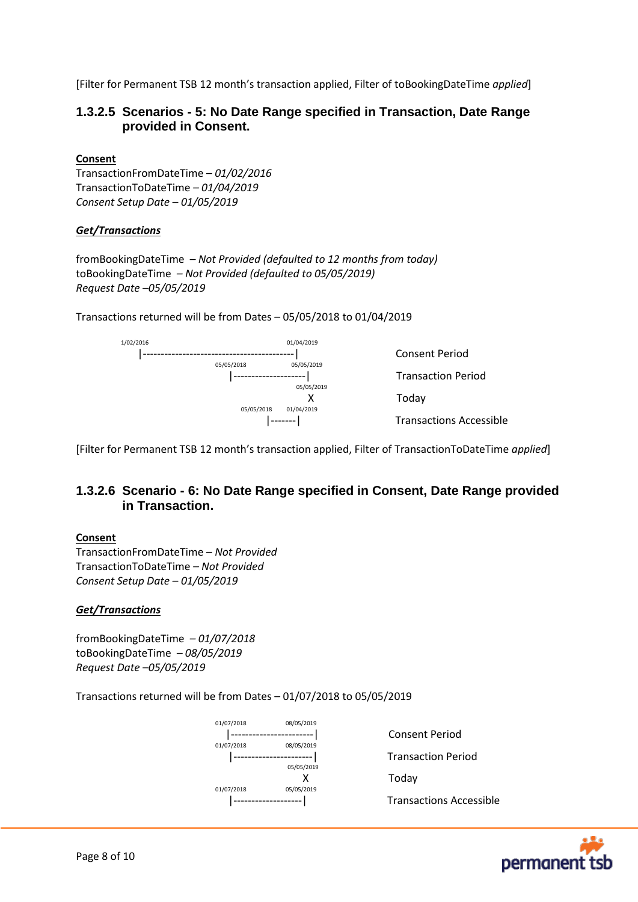[Filter for Permanent TSB 12 month's transaction applied, Filter of toBookingDateTime *applied*]

### 1.3.2.5 Scenarios - 5: No Date Range specified in Transaction, Date Range provided in Consent.

**Consent**

TransactionFromDateTime – *01/02/2016*
TransactionToDateTime – *01/04/2019*
*Consent Setup Date – 01/05/2019*

***Get/Transactions***

fromBookingDateTime – *Not Provided (defaulted to 12 months from today)*
toBookingDateTime – *Not Provided (defaulted to 05/05/2019)*
*Request Date –05/05/2019*

Transactions returned will be from Dates – 05/05/2018 to 01/04/2019

```
1/02/2016                                  01/04/2019
|------------------------------------------|          Consent Period
                05/05/2018           05/05/2019
                |--------------------|                Transaction Period
                                       05/05/2019
                                           X          Today
                    05/05/2018   01/04/2019
                         |-------|                    Transactions Accessible
```

[Filter for Permanent TSB 12 month's transaction applied, Filter of TransactionToDateTime *applied*]

### 1.3.2.6 Scenario - 6: No Date Range specified in Consent, Date Range provided in Transaction.

**Consent**

TransactionFromDateTime – *Not Provided*
TransactionToDateTime – *Not Provided*
*Consent Setup Date – 01/05/2019*

***Get/Transactions***

fromBookingDateTime – *01/07/2018*
toBookingDateTime – *08/05/2019*
*Request Date –05/05/2019*

Transactions returned will be from Dates – 01/07/2018 to 05/05/2019

```
01/07/2018         08/05/2019
|-----------------------|          Consent Period
01/07/2018         08/05/2019
|----------------------|           Transaction Period
                   05/05/2019
                        X          Today
01/07/2018         05/05/2019
|-------------------|              Transactions Accessible
```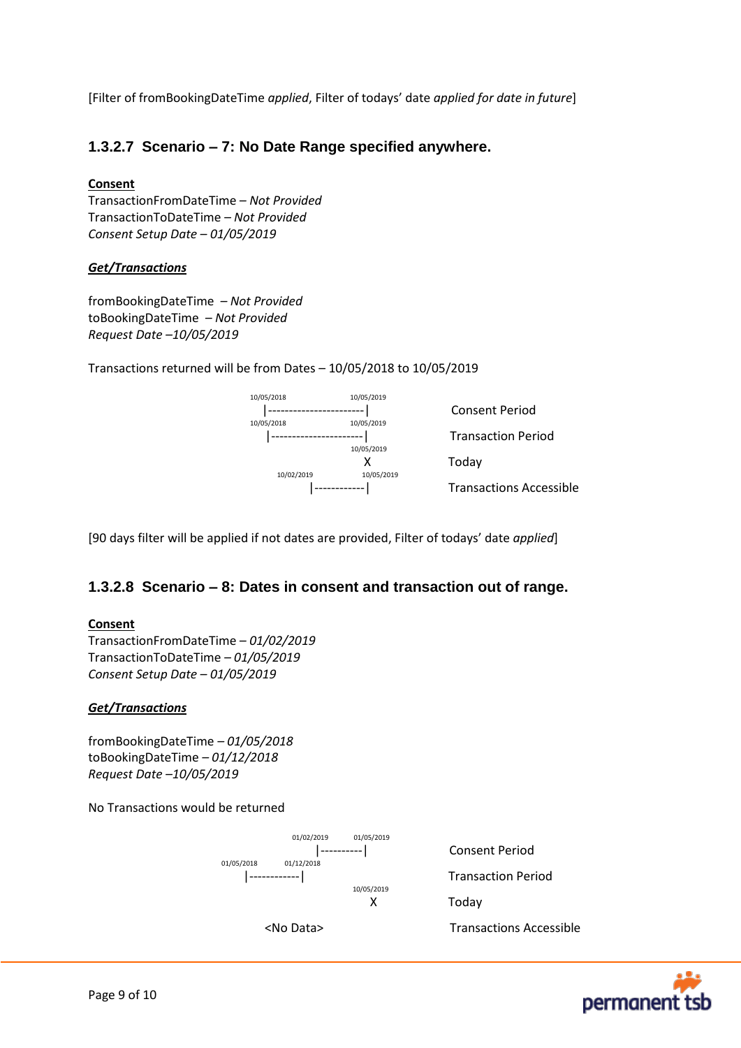[Filter of fromBookingDateTime *applied*, Filter of todays' date *applied for date in future*]

### 1.3.2.7 Scenario – 7: No Date Range specified anywhere.

**Consent**

TransactionFromDateTime – *Not Provided*
TransactionToDateTime – *Not Provided*
*Consent Setup Date – 01/05/2019*

***Get/Transactions***

fromBookingDateTime – *Not Provided*
toBookingDateTime – *Not Provided*
*Request Date –10/05/2019*

Transactions returned will be from Dates – 10/05/2018 to 10/05/2019

```
10/05/2018              10/05/2019
|-----------------------|            Consent Period
10/05/2018              10/05/2019
|----------------------|             Transaction Period
                        10/05/2019
                        X            Today
      10/02/2019        10/05/2019
      |------------|                 Transactions Accessible
```

[90 days filter will be applied if not dates are provided, Filter of todays' date *applied*]

### 1.3.2.8 Scenario – 8: Dates in consent and transaction out of range.

**Consent**

TransactionFromDateTime – *01/02/2019*
TransactionToDateTime – *01/05/2019*
*Consent Setup Date – 01/05/2019*

***Get/Transactions***

fromBookingDateTime – *01/05/2018*
toBookingDateTime – *01/12/2018*
*Request Date –10/05/2019*

No Transactions would be returned

```
            01/02/2019   01/05/2019
            |----------|             Consent Period
01/05/2018  01/12/2018
|------------|                       Transaction Period
                         10/05/2019
                         X           Today
      <No Data>                      Transactions Accessible
```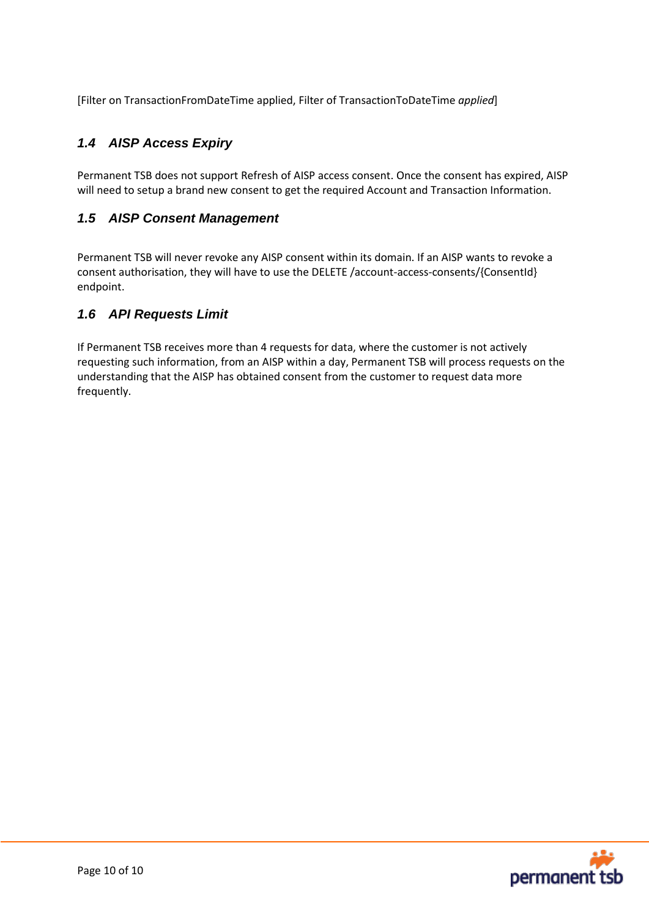[Filter on TransactionFromDateTime applied, Filter of TransactionToDateTime *applied*]

### *1.4 AISP Access Expiry*

Permanent TSB does not support Refresh of AISP access consent. Once the consent has expired, AISP will need to setup a brand new consent to get the required Account and Transaction Information.

### *1.5 AISP Consent Management*

Permanent TSB will never revoke any AISP consent within its domain. If an AISP wants to revoke a consent authorisation, they will have to use the DELETE /account-access-consents/{ConsentId} endpoint.

### *1.6 API Requests Limit*

If Permanent TSB receives more than 4 requests for data, where the customer is not actively requesting such information, from an AISP within a day, Permanent TSB will process requests on the understanding that the AISP has obtained consent from the customer to request data more frequently.